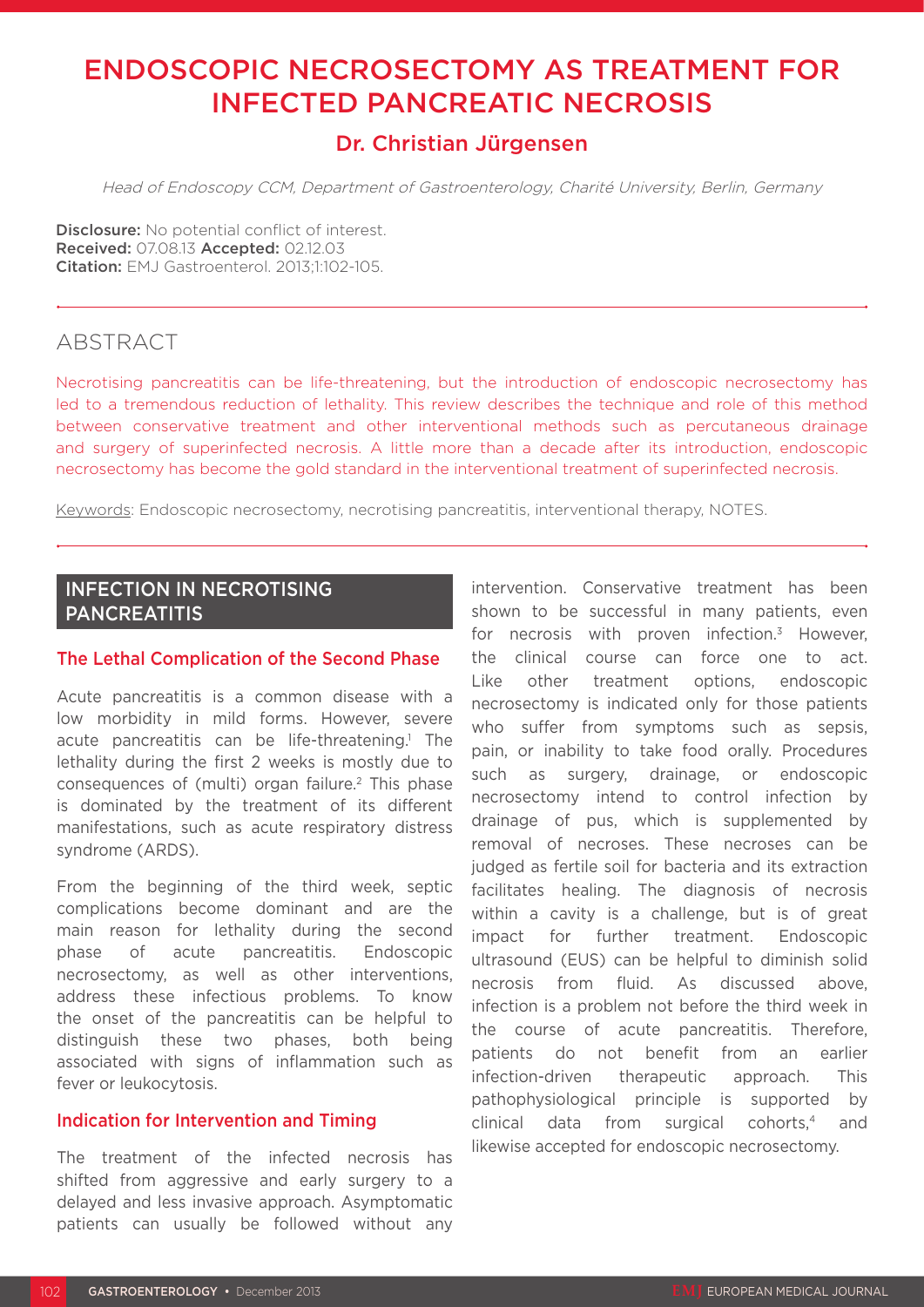# ENDOSCOPIC NECROSECTOMY AS TREATMENT FOR INFECTED PANCREATIC NECROSIS

## Dr. Christian Jürgensen

*Head of Endoscopy CCM, Department of Gastroenterology, Charité University, Berlin, Germany*

**Disclosure:** No potential conflict of interest.
**Received:** 07.08.13 **Accepted:** 02.12.03
**Citation:** EMJ Gastroenterol. 2013;1:102-105.

## ABSTRACT

Necrotising pancreatitis can be life-threatening, but the introduction of endoscopic necrosectomy has led to a tremendous reduction of lethality. This review describes the technique and role of this method between conservative treatment and other interventional methods such as percutaneous drainage and surgery of superinfected necrosis. A little more than a decade after its introduction, endoscopic necrosectomy has become the gold standard in the interventional treatment of superinfected necrosis.

Keywords: Endoscopic necrosectomy, necrotising pancreatitis, interventional therapy, NOTES.

## INFECTION IN NECROTISING PANCREATITIS

### The Lethal Complication of the Second Phase

Acute pancreatitis is a common disease with a low morbidity in mild forms. However, severe acute pancreatitis can be life-threatening.[1] The lethality during the first 2 weeks is mostly due to consequences of (multi) organ failure.[2] This phase is dominated by the treatment of its different manifestations, such as acute respiratory distress syndrome (ARDS).

From the beginning of the third week, septic complications become dominant and are the main reason for lethality during the second phase of acute pancreatitis. Endoscopic necrosectomy, as well as other interventions, address these infectious problems. To know the onset of the pancreatitis can be helpful to distinguish these two phases, both being associated with signs of inflammation such as fever or leukocytosis.

### Indication for Intervention and Timing

The treatment of the infected necrosis has shifted from aggressive and early surgery to a delayed and less invasive approach. Asymptomatic patients can usually be followed without any intervention. Conservative treatment has been shown to be successful in many patients, even for necrosis with proven infection.[3] However, the clinical course can force one to act. Like other treatment options, endoscopic necrosectomy is indicated only for those patients who suffer from symptoms such as sepsis, pain, or inability to take food orally. Procedures such as surgery, drainage, or endoscopic necrosectomy intend to control infection by drainage of pus, which is supplemented by removal of necroses. These necroses can be judged as fertile soil for bacteria and its extraction facilitates healing. The diagnosis of necrosis within a cavity is a challenge, but is of great impact for further treatment. Endoscopic ultrasound (EUS) can be helpful to diminish solid necrosis from fluid. As discussed above, infection is a problem not before the third week in the course of acute pancreatitis. Therefore, patients do not benefit from an earlier infection-driven therapeutic approach. This pathophysiological principle is supported by clinical data from surgical cohorts,[4] and likewise accepted for endoscopic necrosectomy.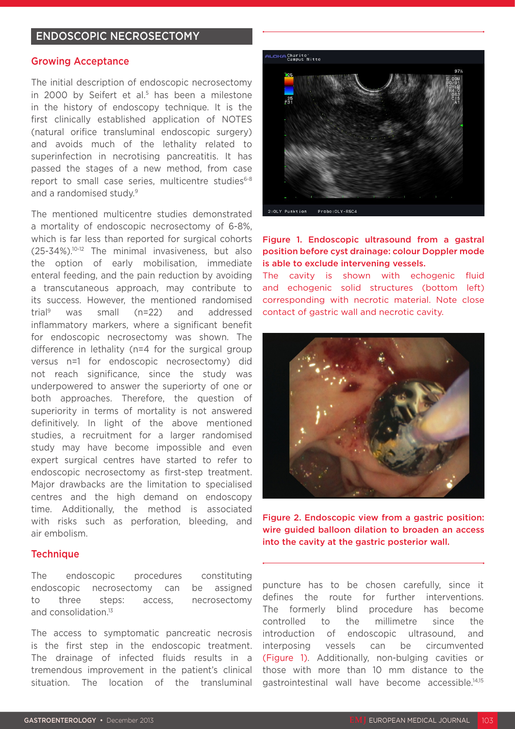## ENDOSCOPIC NECROSECTOMY

### Growing Acceptance

The initial description of endoscopic necrosectomy in 2000 by Seifert et al.[5] has been a milestone in the history of endoscopy technique. It is the first clinically established application of NOTES (natural orifice transluminal endoscopic surgery) and avoids much of the lethality related to superinfection in necrotising pancreatitis. It has passed the stages of a new method, from case report to small case series, multicentre studies[6-8] and a randomised study.[9]

The mentioned multicentre studies demonstrated a mortality of endoscopic necrosectomy of 6-8%, which is far less than reported for surgical cohorts (25-34%).[10-12] The minimal invasiveness, but also the option of early mobilisation, immediate enteral feeding, and the pain reduction by avoiding a transcutaneous approach, may contribute to its success. However, the mentioned randomised trial[9] was small (n=22) and addressed inflammatory markers, where a significant benefit for endoscopic necrosectomy was shown. The difference in lethality (n=4 for the surgical group versus n=1 for endoscopic necrosectomy) did not reach significance, since the study was underpowered to answer the superiorty of one or both approaches. Therefore, the question of superiority in terms of mortality is not answered definitively. In light of the above mentioned studies, a recruitment for a larger randomised study may have become impossible and even expert surgical centres have started to refer to endoscopic necrosectomy as first-step treatment. Major drawbacks are the limitation to specialised centres and the high demand on endoscopy time. Additionally, the method is associated with risks such as perforation, bleeding, and air embolism.

### Technique

The endoscopic procedures constituting endoscopic necrosectomy can be assigned to three steps: access, necrosectomy and consolidation.[13]

The access to symptomatic pancreatic necrosis is the first step in the endoscopic treatment. The drainage of infected fluids results in a tremendous improvement in the patient's clinical situation. The location of the transluminal puncture has to be chosen carefully, since it defines the route for further interventions. The formerly blind procedure has become controlled to the millimetre since the introduction of endoscopic ultrasound, and interposing vessels can be circumvented (Figure 1). Additionally, non-bulging cavities or those with more than 10 mm distance to the gastrointestinal wall have become accessible.[14,15]

**Figure 1. Endoscopic ultrasound from a gastral position before cyst drainage: colour Doppler mode is able to exclude intervening vessels.**
The cavity is shown with echogenic fluid and echogenic solid structures (bottom left) corresponding with necrotic material. Note close contact of gastric wall and necrotic cavity.

**Figure 2. Endoscopic view from a gastric position: wire guided balloon dilation to broaden an access into the cavity at the gastric posterior wall.**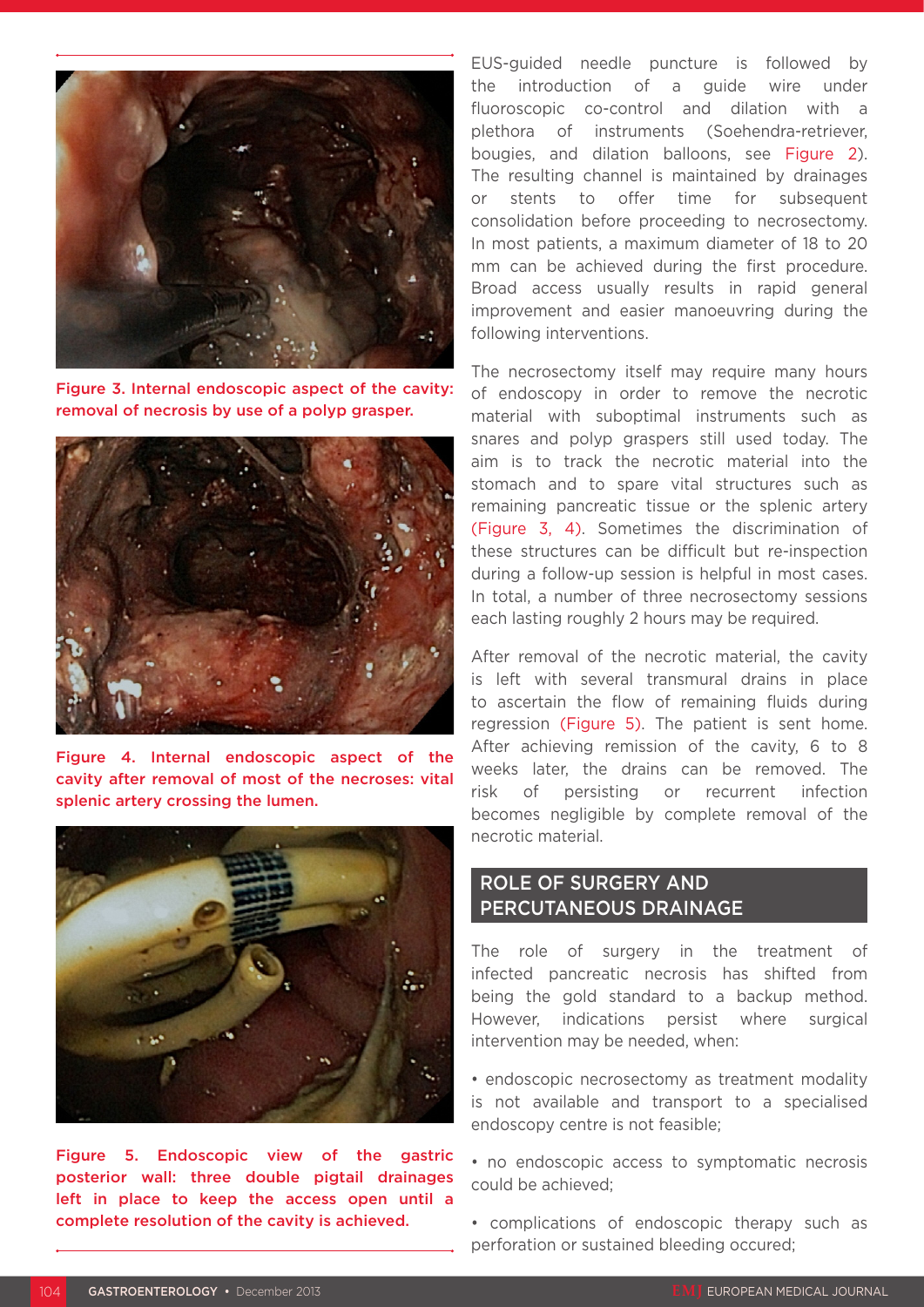Figure 3. Internal endoscopic aspect of the cavity: removal of necrosis by use of a polyp grasper.

Figure 4. Internal endoscopic aspect of the cavity after removal of most of the necroses: vital splenic artery crossing the lumen.

Figure 5. Endoscopic view of the gastric posterior wall: three double pigtail drainages left in place to keep the access open until a complete resolution of the cavity is achieved.

EUS-guided needle puncture is followed by the introduction of a guide wire under fluoroscopic co-control and dilation with a plethora of instruments (Soehendra-retriever, bougies, and dilation balloons, see Figure 2). The resulting channel is maintained by drainages or stents to offer time for subsequent consolidation before proceeding to necrosectomy. In most patients, a maximum diameter of 18 to 20 mm can be achieved during the first procedure. Broad access usually results in rapid general improvement and easier manoeuvring during the following interventions.

The necrosectomy itself may require many hours of endoscopy in order to remove the necrotic material with suboptimal instruments such as snares and polyp graspers still used today. The aim is to track the necrotic material into the stomach and to spare vital structures such as remaining pancreatic tissue or the splenic artery (Figure 3, 4). Sometimes the discrimination of these structures can be difficult but re-inspection during a follow-up session is helpful in most cases. In total, a number of three necrosectomy sessions each lasting roughly 2 hours may be required.

After removal of the necrotic material, the cavity is left with several transmural drains in place to ascertain the flow of remaining fluids during regression (Figure 5). The patient is sent home. After achieving remission of the cavity, 6 to 8 weeks later, the drains can be removed. The risk of persisting or recurrent infection becomes negligible by complete removal of the necrotic material.

## ROLE OF SURGERY AND PERCUTANEOUS DRAINAGE

The role of surgery in the treatment of infected pancreatic necrosis has shifted from being the gold standard to a backup method. However, indications persist where surgical intervention may be needed, when:

- endoscopic necrosectomy as treatment modality is not available and transport to a specialised endoscopy centre is not feasible;
- no endoscopic access to symptomatic necrosis could be achieved;
- complications of endoscopic therapy such as perforation or sustained bleeding occured;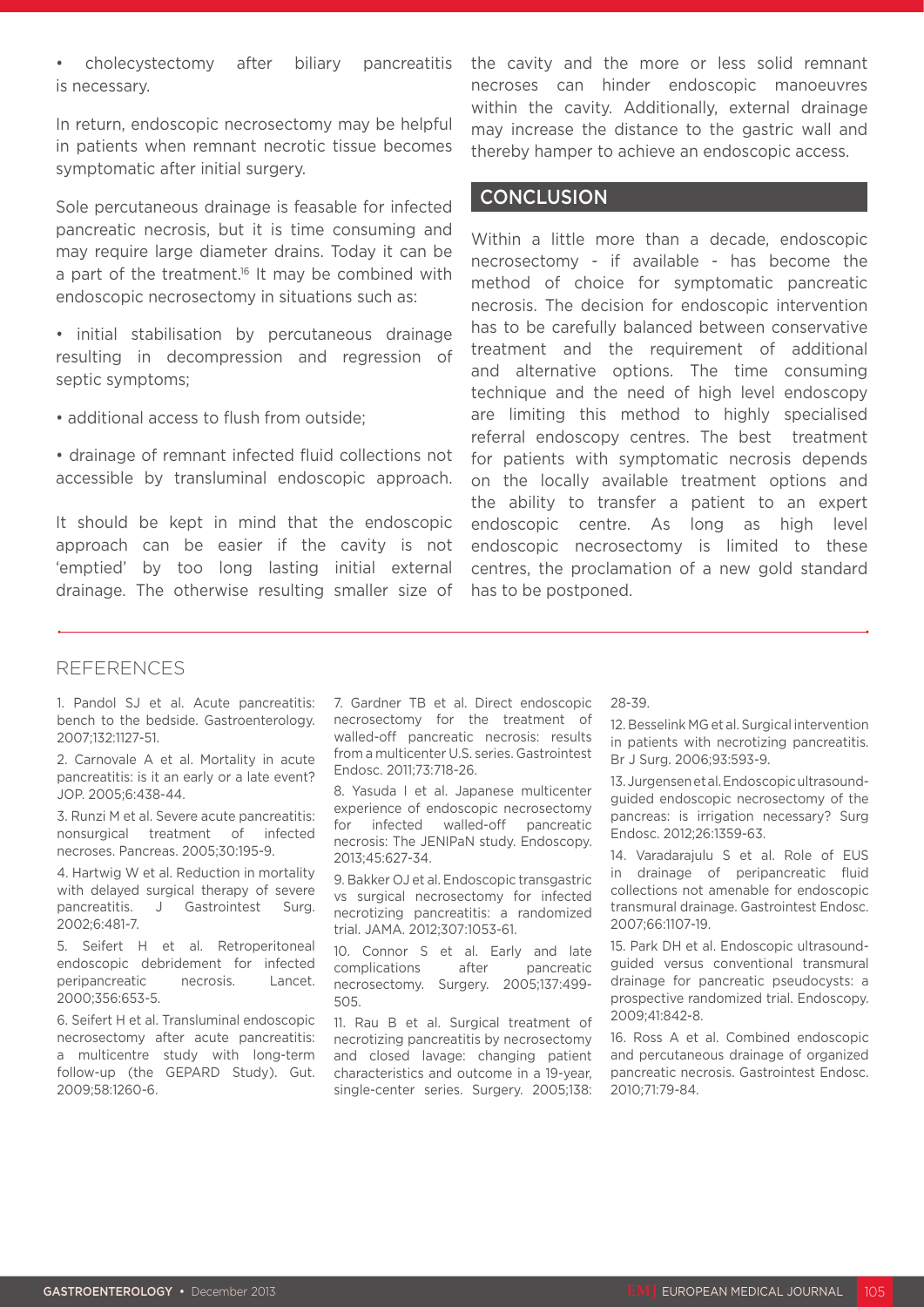- cholecystectomy after biliary pancreatitis is necessary.

In return, endoscopic necrosectomy may be helpful in patients when remnant necrotic tissue becomes symptomatic after initial surgery.

Sole percutaneous drainage is feasable for infected pancreatic necrosis, but it is time consuming and may require large diameter drains. Today it can be a part of the treatment.[16] It may be combined with endoscopic necrosectomy in situations such as:

- initial stabilisation by percutaneous drainage resulting in decompression and regression of septic symptoms;
- additional access to flush from outside;
- drainage of remnant infected fluid collections not accessible by transluminal endoscopic approach.

It should be kept in mind that the endoscopic approach can be easier if the cavity is not 'emptied' by too long lasting initial external drainage. The otherwise resulting smaller size of the cavity and the more or less solid remnant necroses can hinder endoscopic manoeuvres within the cavity. Additionally, external drainage may increase the distance to the gastric wall and thereby hamper to achieve an endoscopic access.

## CONCLUSION

Within a little more than a decade, endoscopic necrosectomy - if available - has become the method of choice for symptomatic pancreatic necrosis. The decision for endoscopic intervention has to be carefully balanced between conservative treatment and the requirement of additional and alternative options. The time consuming technique and the need of high level endoscopy are limiting this method to highly specialised referral endoscopy centres. The best treatment for patients with symptomatic necrosis depends on the locally available treatment options and the ability to transfer a patient to an expert endoscopic centre. As long as high level endoscopic necrosectomy is limited to these centres, the proclamation of a new gold standard has to be postponed.

## REFERENCES

1. Pandol SJ et al. Acute pancreatitis: bench to the bedside. Gastroenterology. 2007;132:1127-51.
2. Carnovale A et al. Mortality in acute pancreatitis: is it an early or a late event? JOP. 2005;6:438-44.
3. Runzi M et al. Severe acute pancreatitis: nonsurgical treatment of infected necroses. Pancreas. 2005;30:195-9.
4. Hartwig W et al. Reduction in mortality with delayed surgical therapy of severe pancreatitis. J Gastrointest Surg. 2002;6:481-7.
5. Seifert H et al. Retroperitoneal endoscopic debridement for infected peripancreatic necrosis. Lancet. 2000;356:653-5.
6. Seifert H et al. Transluminal endoscopic necrosectomy after acute pancreatitis: a multicentre study with long-term follow-up (the GEPARD Study). Gut. 2009;58:1260-6.
7. Gardner TB et al. Direct endoscopic necrosectomy for the treatment of walled-off pancreatic necrosis: results from a multicenter U.S. series. Gastrointest Endosc. 2011;73:718-26.
8. Yasuda I et al. Japanese multicenter experience of endoscopic necrosectomy for infected walled-off pancreatic necrosis: The JENIPaN study. Endoscopy. 2013;45:627-34.
9. Bakker OJ et al. Endoscopic transgastric vs surgical necrosectomy for infected necrotizing pancreatitis: a randomized trial. JAMA. 2012;307:1053-61.
10. Connor S et al. Early and late complications after pancreatic necrosectomy. Surgery. 2005;137:499-505.
11. Rau B et al. Surgical treatment of necrotizing pancreatitis by necrosectomy and closed lavage: changing patient characteristics and outcome in a 19-year, single-center series. Surgery. 2005;138:28-39.
12. Besselink MG et al. Surgical intervention in patients with necrotizing pancreatitis. Br J Surg. 2006;93:593-9.
13. Jurgensen et al. Endoscopic ultrasound-guided endoscopic necrosectomy of the pancreas: is irrigation necessary? Surg Endosc. 2012;26:1359-63.
14. Varadarajulu S et al. Role of EUS in drainage of peripancreatic fluid collections not amenable for endoscopic transmural drainage. Gastrointest Endosc. 2007;66:1107-19.
15. Park DH et al. Endoscopic ultrasound-guided versus conventional transmural drainage for pancreatic pseudocysts: a prospective randomized trial. Endoscopy. 2009;41:842-8.
16. Ross A et al. Combined endoscopic and percutaneous drainage of organized pancreatic necrosis. Gastrointest Endosc. 2010;71:79-84.